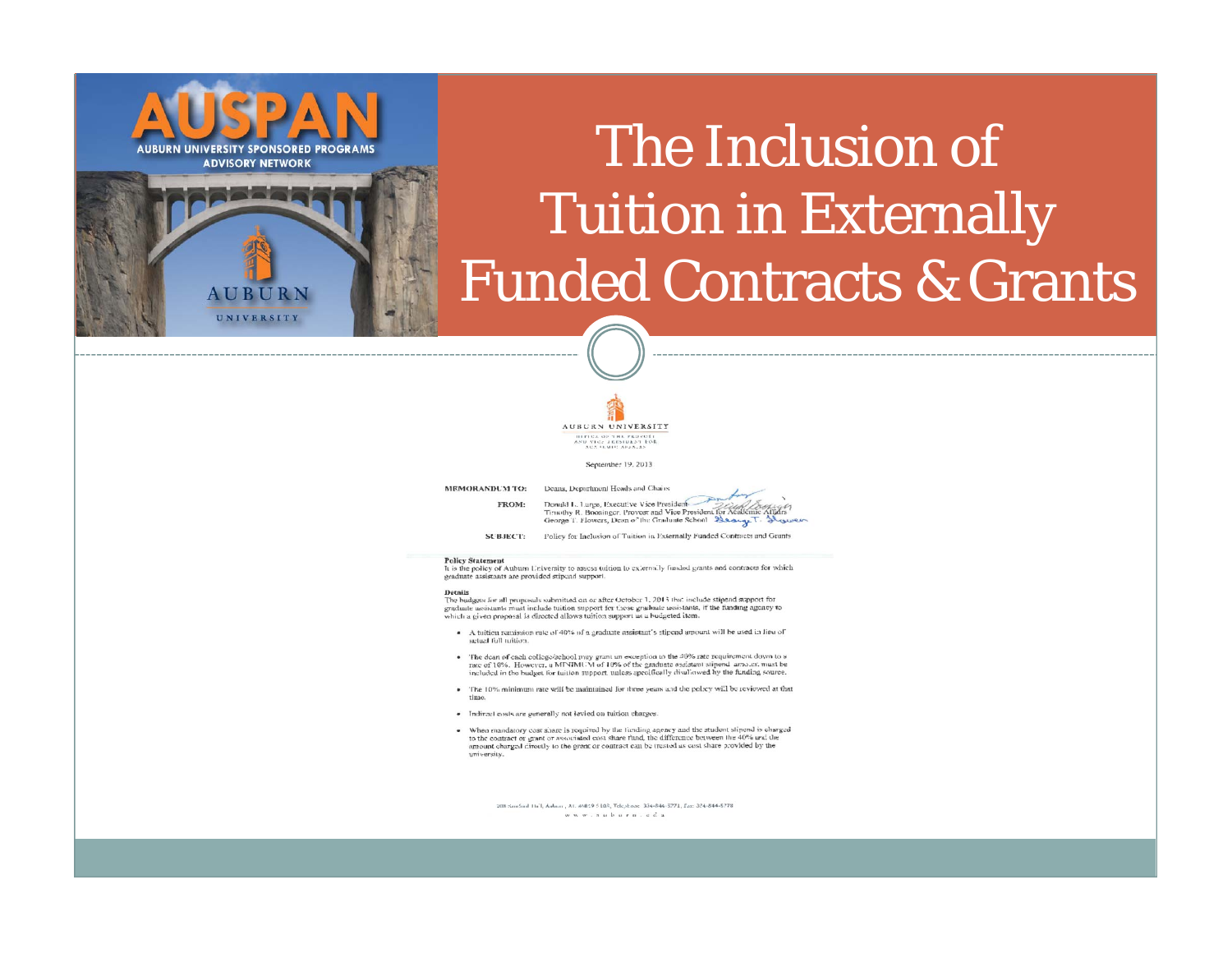AUSPAN
AUBURN UNIVERSITY SPONSORED PROGRAMS ADVISORY NETWORK

AUBURN UNIVERSITY

# The Inclusion of Tuition in Externally Funded Contracts & Grants

AUBURN UNIVERSITY
OFFICE OF THE PROVOST AND VICE PRESIDENT FOR ACADEMIC AFFAIRS

September 19, 2013

**MEMORANDUM TO:** Deans, Department Heads and Chairs

**FROM:** Donald L. Large, Executive Vice President
Timothy R. Boosinger, Provost and Vice President for Academic Affairs
George T. Flowers, Dean of the Graduate School

**SUBJECT:** Policy for Inclusion of Tuition in Externally Funded Contracts and Grants

**Policy Statement**

It is the policy of Auburn University to assess tuition to externally funded grants and contracts for which graduate assistants are provided stipend support.

**Details**

The budgets for all proposals submitted on or after October 1, 2013 that include stipend support for graduate assistants must include tuition support for those graduate assistants, if the funding agency to which a given proposal is directed allows tuition support as a budgeted item.

- A tuition remission rate of 40% of a graduate assistant's stipend amount will be used in lieu of actual full tuition.
- The dean of each college/school may grant an exception to the 40% rate requirement down to a rate of 10%. However, a MINIMUM of 10% of the graduate assistant stipend amount must be included in the budget for tuition support, unless specifically disallowed by the funding source.
- The 10% minimum rate will be maintained for three years and the policy will be reviewed at that time.
- Indirect costs are generally not levied on tuition charges.
- When mandatory cost share is required by the funding agency and the student stipend is charged to the contract or grant or associated cost share fund, the difference between the 40% and the amount charged directly to the grant or contract can be treated as cost share provided by the university.

208 Samford Hall, Auburn, AL 36849-5103; Telephone: 334-844-5771; Fax: 334-844-5778
www.auburn.edu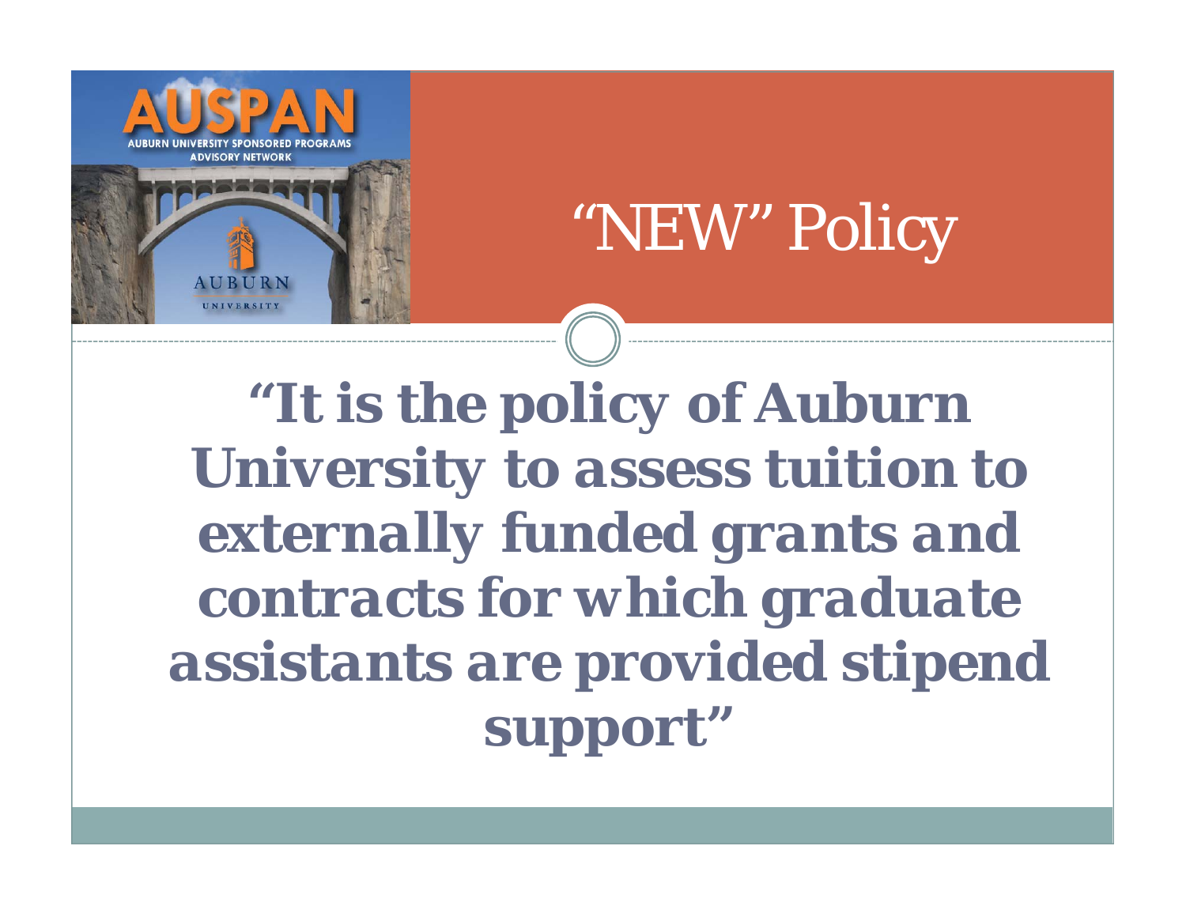# "NEW" Policy

**"It is the policy of Auburn University to assess tuition to externally funded grants and contracts for which graduate assistants are provided stipend support"**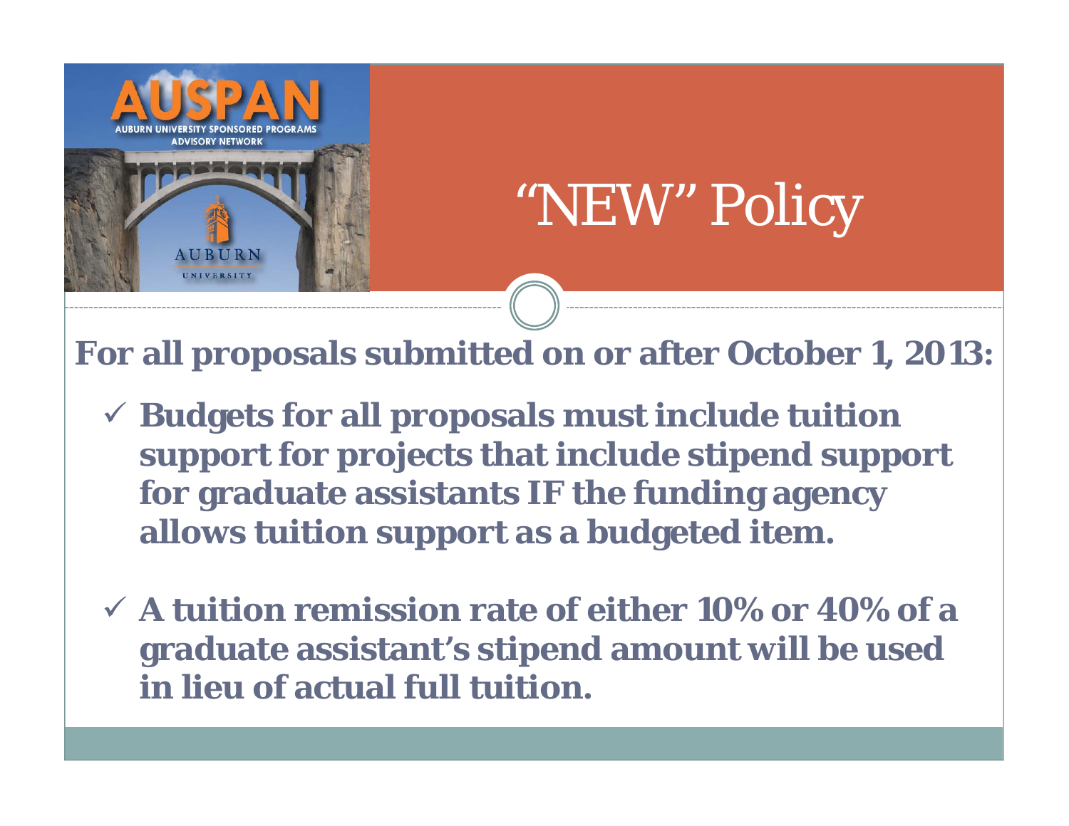# "NEW" Policy

**For all proposals submitted on or after October 1, 2013:**

- ✓ **Budgets for all proposals must include tuition support for projects that include stipend support for graduate assistants IF the funding agency allows tuition support as a budgeted item.**
- ✓ **A tuition remission rate of either 10% or 40% of a graduate assistant's stipend amount will be used in lieu of actual full tuition.**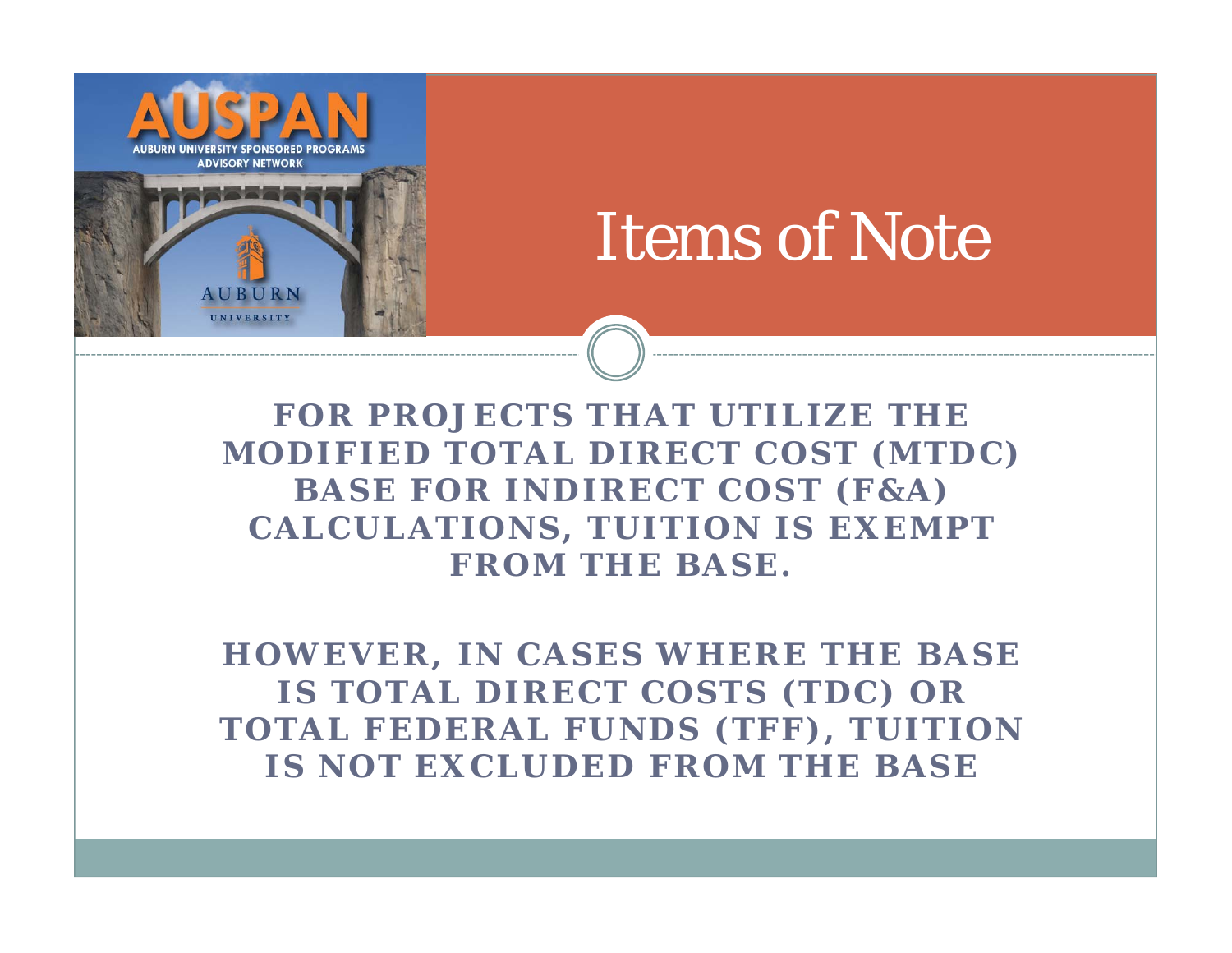# Items of Note

**FOR PROJECTS THAT UTILIZE THE MODIFIED TOTAL DIRECT COST (MTDC) BASE FOR INDIRECT COST (F&A) CALCULATIONS, TUITION IS EXEMPT FROM THE BASE.**

**HOWEVER, IN CASES WHERE THE BASE IS TOTAL DIRECT COSTS (TDC) OR TOTAL FEDERAL FUNDS (TFF), TUITION IS NOT EXCLUDED FROM THE BASE**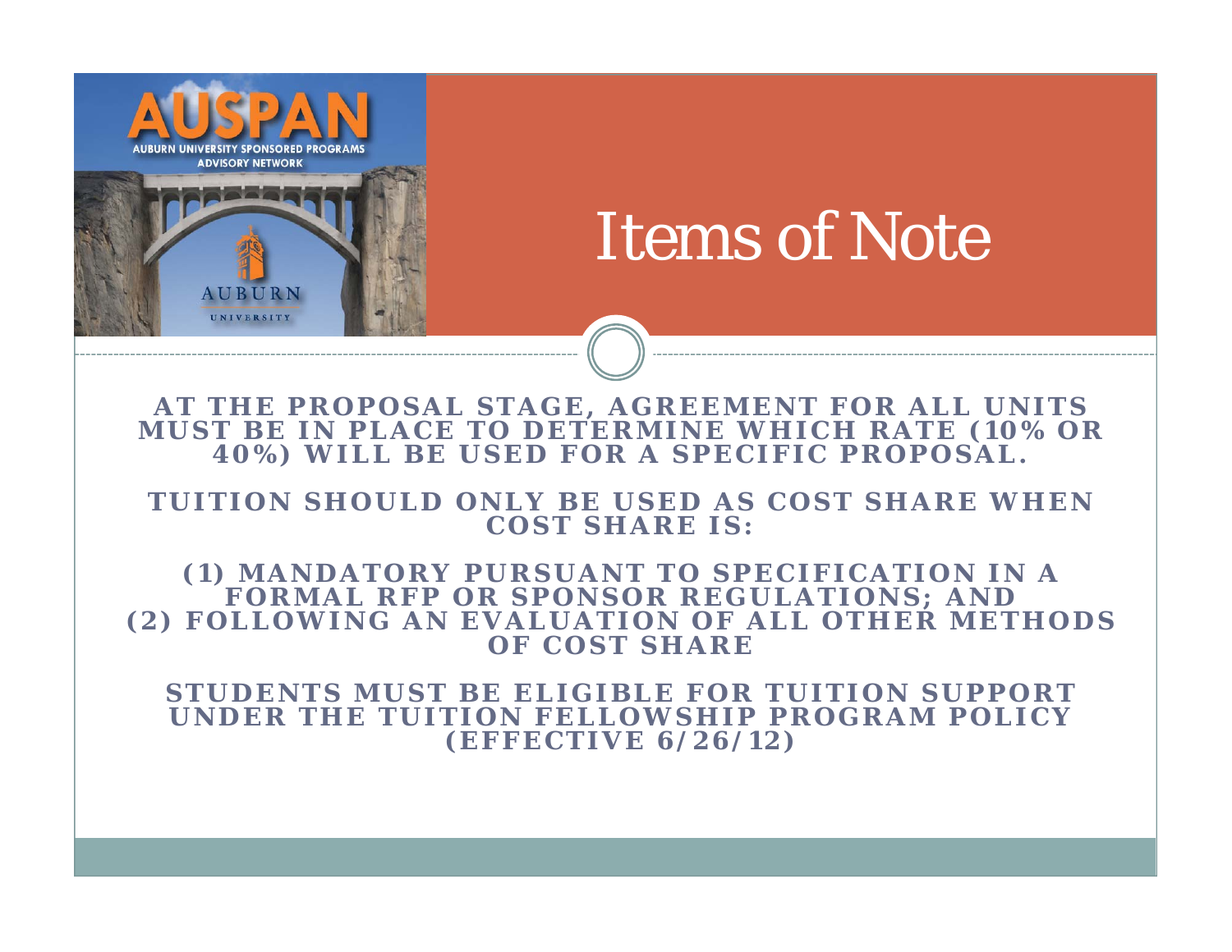# Items of Note

AT THE PROPOSAL STAGE, AGREEMENT FOR ALL UNITS MUST BE IN PLACE TO DETERMINE WHICH RATE (10% OR 40%) WILL BE USED FOR A SPECIFIC PROPOSAL.

TUITION SHOULD ONLY BE USED AS COST SHARE WHEN COST SHARE IS:

(1) MANDATORY PURSUANT TO SPECIFICATION IN A FORMAL RFP OR SPONSOR REGULATIONS; AND
(2) FOLLOWING AN EVALUATION OF ALL OTHER METHODS OF COST SHARE

STUDENTS MUST BE ELIGIBLE FOR TUITION SUPPORT UNDER THE TUITION FELLOWSHIP PROGRAM POLICY (EFFECTIVE 6/26/12)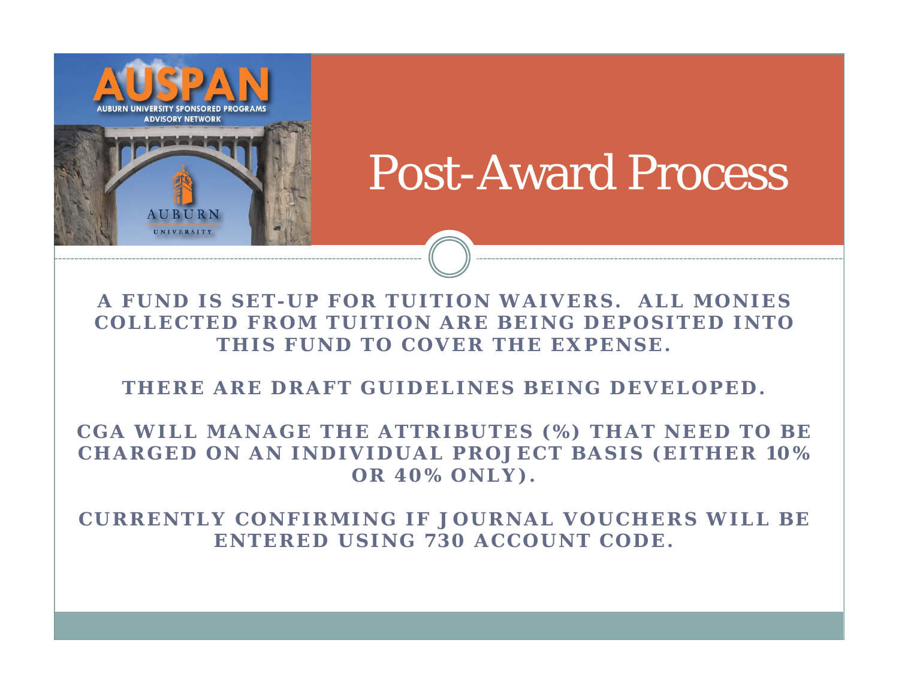# Post-Award Process

**A FUND IS SET-UP FOR TUITION WAIVERS. ALL MONIES COLLECTED FROM TUITION ARE BEING DEPOSITED INTO THIS FUND TO COVER THE EXPENSE.**

**THERE ARE DRAFT GUIDELINES BEING DEVELOPED.**

**CGA WILL MANAGE THE ATTRIBUTES (%) THAT NEED TO BE CHARGED ON AN INDIVIDUAL PROJECT BASIS (EITHER 10% OR 40% ONLY).**

**CURRENTLY CONFIRMING IF JOURNAL VOUCHERS WILL BE ENTERED USING 730 ACCOUNT CODE.**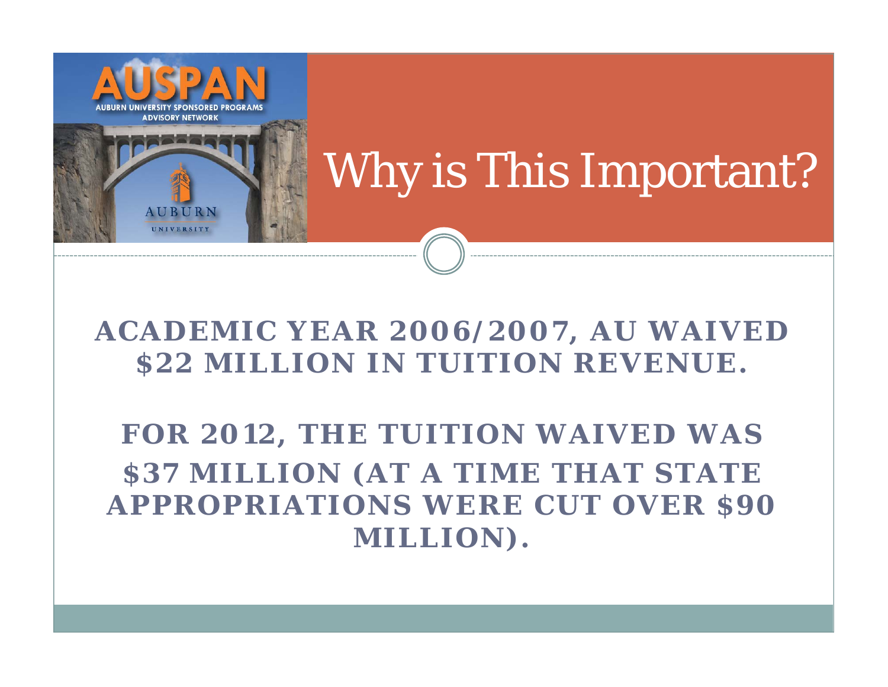# Why is This Important?

**ACADEMIC YEAR 2006/2007, AU WAIVED $22 MILLION IN TUITION REVENUE.**

**FOR 2012, THE TUITION WAIVED WAS $37 MILLION (AT A TIME THAT STATE APPROPRIATIONS WERE CUT OVER $90 MILLION).**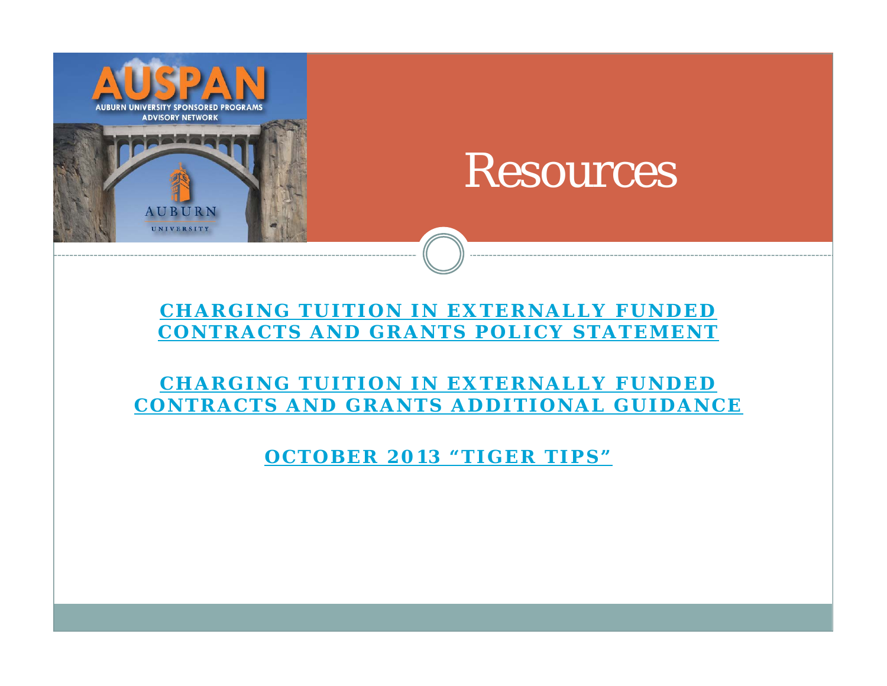# Resources

**CHARGING TUITION IN EXTERNALLY FUNDED CONTRACTS AND GRANTS POLICY STATEMENT**

**CHARGING TUITION IN EXTERNALLY FUNDED CONTRACTS AND GRANTS ADDITIONAL GUIDANCE**

**OCTOBER 2013 "TIGER TIPS"**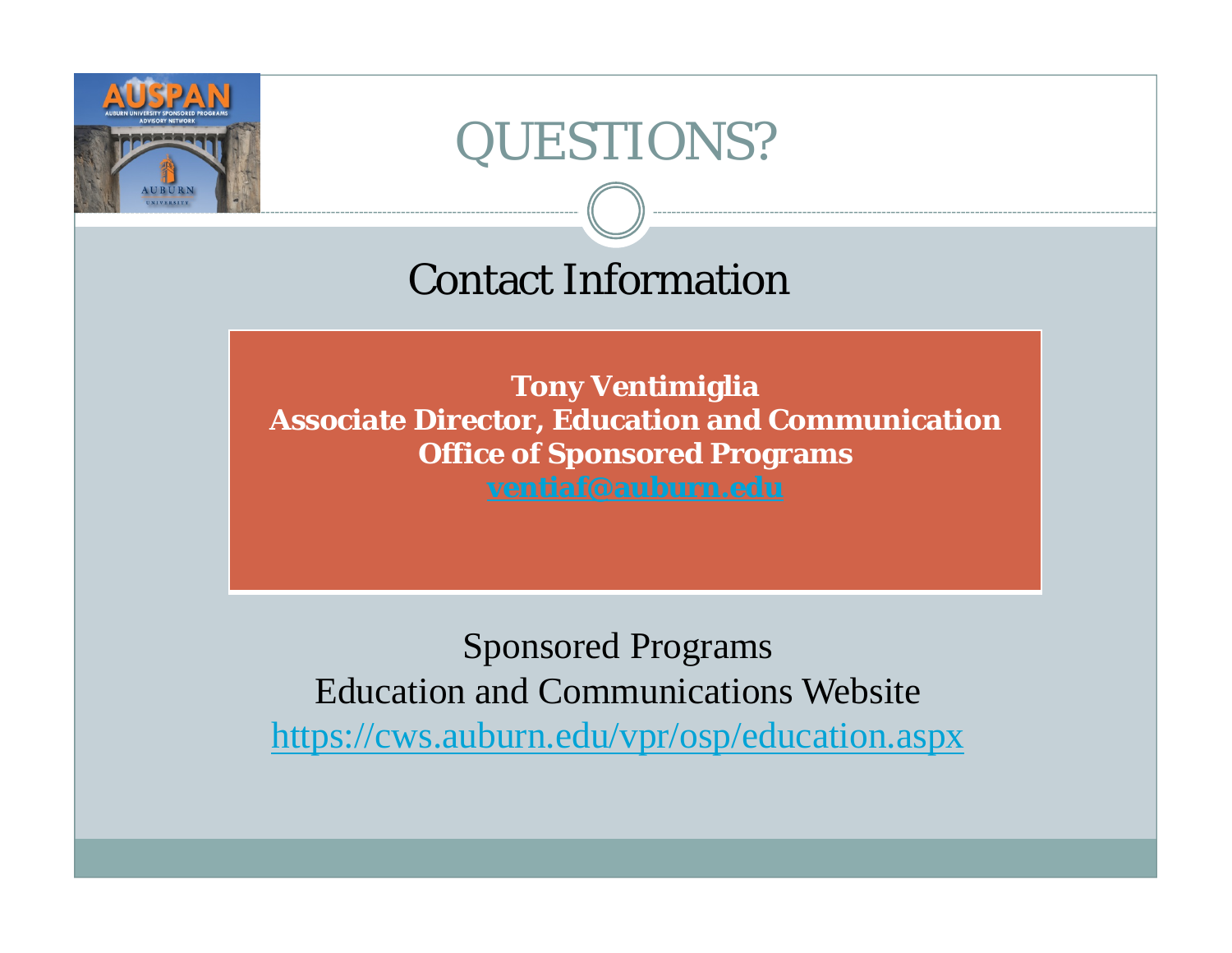# QUESTIONS?

## Contact Information

**Tony Ventimiglia**
**Associate Director, Education and Communication**
**Office of Sponsored Programs**
**[ventiaf@auburn.edu](mailto:ventiaf@auburn.edu)**

Sponsored Programs
Education and Communications Website
[https://cws.auburn.edu/vpr/osp/education.aspx](https://cws.auburn.edu/vpr/osp/education.aspx)